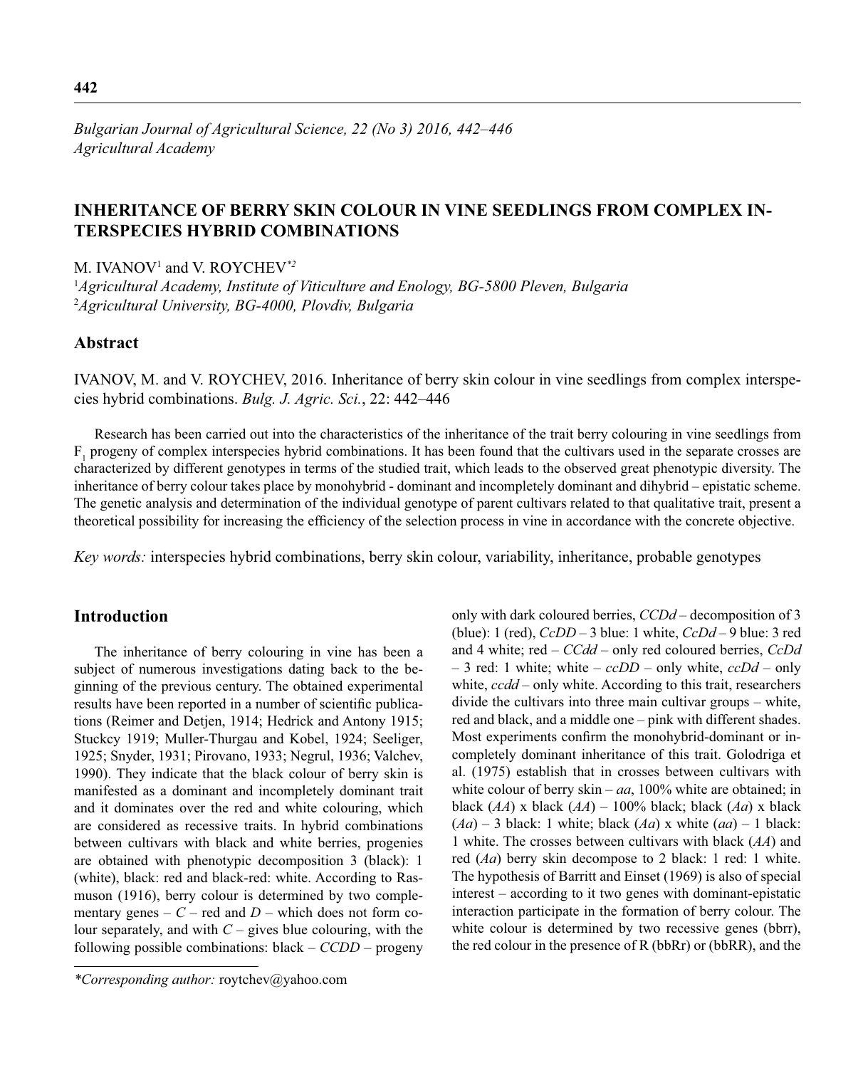*Bulgarian Journal of Agricultural Science, 22 (No 3) 2016, 442–446*
*Agricultural Academy*

# INHERITANCE OF BERRY SKIN COLOUR IN VINE SEEDLINGS FROM COMPLEX INTERSPECIES HYBRID COMBINATIONS

M. IVANOV[1] and V. ROYCHEV[*2]

[1]*Agricultural Academy, Institute of Viticulture and Enology, BG-5800 Pleven, Bulgaria*
[2]*Agricultural University, BG-4000, Plovdiv, Bulgaria*

## Abstract

IVANOV, M. and V. ROYCHEV, 2016. Inheritance of berry skin colour in vine seedlings from complex interspecies hybrid combinations. *Bulg. J. Agric. Sci.*, 22: 442–446

Research has been carried out into the characteristics of the inheritance of the trait berry colouring in vine seedlings from $F_1$ progeny of complex interspecies hybrid combinations. It has been found that the cultivars used in the separate crosses are characterized by different genotypes in terms of the studied trait, which leads to the observed great phenotypic diversity. The inheritance of berry colour takes place by monohybrid - dominant and incompletely dominant and dihybrid – epistatic scheme. The genetic analysis and determination of the individual genotype of parent cultivars related to that qualitative trait, present a theoretical possibility for increasing the efficiency of the selection process in vine in accordance with the concrete objective.

*Key words:* interspecies hybrid combinations, berry skin colour, variability, inheritance, probable genotypes

## Introduction

The inheritance of berry colouring in vine has been a subject of numerous investigations dating back to the beginning of the previous century. The obtained experimental results have been reported in a number of scientific publications (Reimer and Detjen, 1914; Hedrick and Antony 1915; Stuckcy 1919; Muller-Thurgau and Kobel, 1924; Seeliger, 1925; Snyder, 1931; Pirovano, 1933; Negrul, 1936; Valchev, 1990). They indicate that the black colour of berry skin is manifested as a dominant and incompletely dominant trait and it dominates over the red and white colouring, which are considered as recessive traits. In hybrid combinations between cultivars with black and white berries, progenies are obtained with phenotypic decomposition 3 (black): 1 (white), black: red and black-red: white. According to Rasmuson (1916), berry colour is determined by two complementary genes – *C* – red and *D* – which does not form colour separately, and with *C* – gives blue colouring, with the following possible combinations: black – *CCDD* – progeny only with dark coloured berries, *CCDd* – decomposition of 3 (blue): 1 (red), *CcDD* – 3 blue: 1 white, *CcDd* – 9 blue: 3 red and 4 white; red – *CCdd* – only red coloured berries, *CcDd* – 3 red: 1 white; white – *ccDD* – only white, *ccDd* – only white, *ccdd* – only white. According to this trait, researchers divide the cultivars into three main cultivar groups – white, red and black, and a middle one – pink with different shades. Most experiments confirm the monohybrid-dominant or incompletely dominant inheritance of this trait. Golodriga et al. (1975) establish that in crosses between cultivars with white colour of berry skin – *aa*, 100% white are obtained; in black (*AA*) x black (*AA*) – 100% black; black (*Aa*) x black (*Aa*) – 3 black: 1 white; black (*Aa*) x white (*aa*) – 1 black: 1 white. The crosses between cultivars with black (*AA*) and red (*Aa*) berry skin decompose to 2 black: 1 red: 1 white. The hypothesis of Barritt and Einset (1969) is also of special interest – according to it two genes with dominant-epistatic interaction participate in the formation of berry colour. The white colour is determined by two recessive genes (bbrr), the red colour in the presence of R (bbRr) or (bbRR), and the

---

*\*Corresponding author:* roytchev@yahoo.com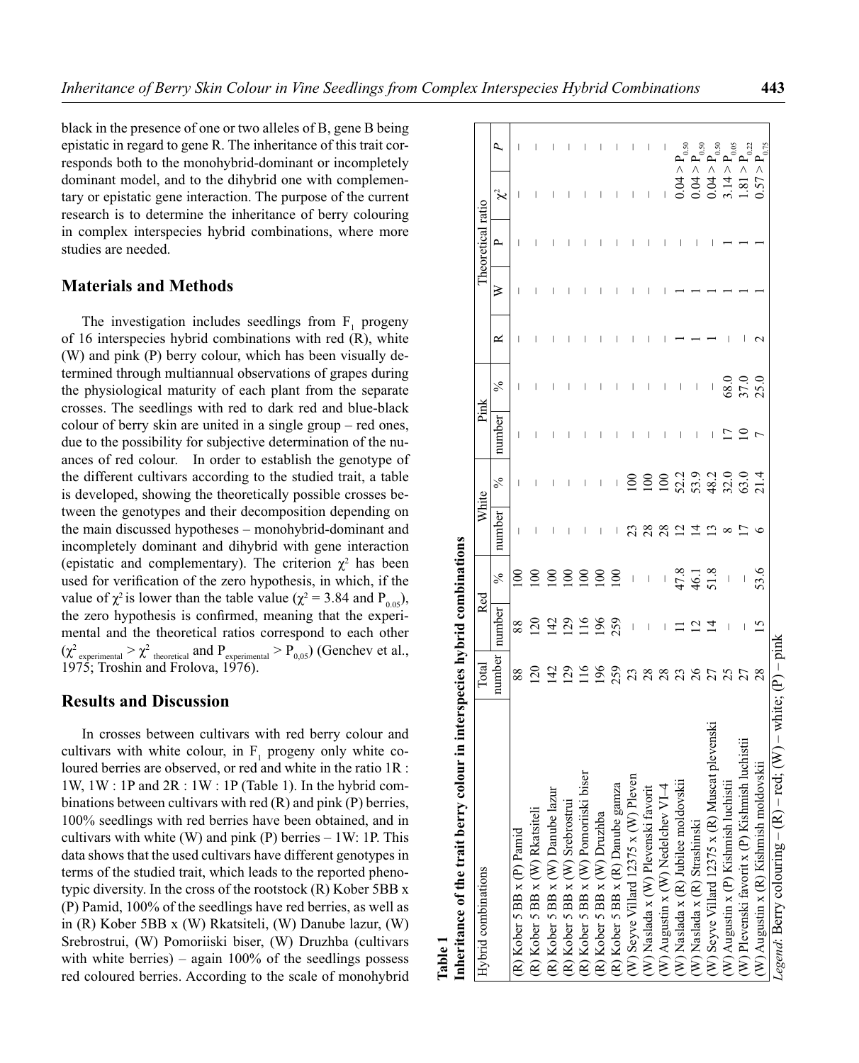black in the presence of one or two alleles of B, gene B being epistatic in regard to gene R. The inheritance of this trait corresponds both to the monohybrid-dominant or incompletely dominant model, and to the dihybrid one with complementary or epistatic gene interaction. The purpose of the current research is to determine the inheritance of berry colouring in complex interspecies hybrid combinations, where more studies are needed.

## Materials and Methods

The investigation includes seedlings from $F_1$ progeny of 16 interspecies hybrid combinations with red (R), white (W) and pink (P) berry colour, which has been visually determined through multiannual observations of grapes during the physiological maturity of each plant from the separate crosses. The seedlings with red to dark red and blue-black colour of berry skin are united in a single group – red ones, due to the possibility for subjective determination of the nuances of red colour. In order to establish the genotype of the different cultivars according to the studied trait, a table is developed, showing the theoretically possible crosses between the genotypes and their decomposition depending on the main discussed hypotheses – monohybrid-dominant and incompletely dominant and dihybrid with gene interaction (epistatic and complementary). The criterion $\chi^2$ has been used for verification of the zero hypothesis, in which, if the value of $\chi^2$ is lower than the table value ($\chi^2 = 3.84$ and $P_{0.05}$), the zero hypothesis is confirmed, meaning that the experimental and the theoretical ratios correspond to each other ($\chi^2_{\text{experimental}} > \chi^2_{\text{theoretical}}$ and $P_{\text{experimental}} > P_{0,05}$) (Genchev et al., 1975; Troshin and Frolova, 1976).

## Results and Discussion

In crosses between cultivars with red berry colour and cultivars with white colour, in $F_1$ progeny only white coloured berries are observed, or red and white in the ratio 1R : 1W, 1W : 1P and 2R : 1W : 1P (Table 1). In the hybrid combinations between cultivars with red (R) and pink (P) berries, 100% seedlings with red berries have been obtained, and in cultivars with white (W) and pink (P) berries – 1W: 1P. This data shows that the used cultivars have different genotypes in terms of the studied trait, which leads to the reported phenotypic diversity. In the cross of the rootstock (R) Kober 5BB x (P) Pamid, 100% of the seedlings have red berries, as well as in (R) Kober 5BB x (W) Rkatsiteli, (W) Danube lazur, (W) Srebrostrui, (W) Pomoriiski biser, (W) Druzhba (cultivars with white berries) – again 100% of the seedlings possess red coloured berries. According to the scale of monohybrid

**Table 1**
**Inheritance of the trait berry colour in interspecies hybrid combinations**

| Hybrid combinations | Total | Red | | White | | Pink | | Theoretical ratio | | | | |
|---|---|---|---|---|---|---|---|---|---|---|---|---|
| | number | number | % | number | % | number | % | R | W | P | $\chi^2$ | P |
| (R) Kober 5 BB x (P) Pamid | 88 | 88 | 100 | – | – | – | – | – | – | – | – | – |
| (R) Kober 5 BB x (W) Rkatsiteli | 120 | 120 | 100 | – | – | – | – | – | – | – | – | – |
| (R) Kober 5 BB x (W) Danube lazur | 142 | 142 | 100 | – | – | – | – | – | – | – | – | – |
| (R) Kober 5 BB x (W) Srebrostrui | 129 | 129 | 100 | – | – | – | – | – | – | – | – | – |
| (R) Kober 5 BB x (W) Pomoriiski biser | 116 | 116 | 100 | – | – | – | – | – | – | – | – | – |
| (R) Kober 5 BB x (W) Druzhba | 196 | 196 | 100 | – | – | – | – | – | – | – | – | – |
| (R) Kober 5 BB x (R) Danube gamza | 259 | 259 | 100 | – | – | – | – | – | – | – | – | – |
| (W) Seyve Villard 12375 x (W) Pleven | 23 | – | – | 23 | 100 | – | – | – | – | – | – | – |
| (W) Naslada x (W) Plevenski favorit | 28 | – | – | 28 | 100 | – | – | – | – | – | – | – |
| (W) Augustin x (W) Nedelchev VI-4 | 28 | – | – | 28 | 100 | – | – | – | – | – | – | – |
| (W) Naslada x (R) Jubilee moldovskii | 23 | 11 | 47.8 | 12 | 52.2 | – | – | 1 | 1 | – | 0.04 > | $P_{0.50}$ |
| (W) Naslada x (R) Strashinski | 26 | 12 | 46.1 | 14 | 53.9 | – | – | 1 | 1 | – | 0.04 > | $P_{0.50}$ |
| (W) Seyve Villard 12375 x (R) Muscat plevenski | 27 | 14 | 51.8 | 13 | 48.2 | – | – | 1 | 1 | – | 0.04 > | $P_{0.50}$ |
| (W) Augustin x (P) Kishmish luchistii | 25 | – | – | 8 | 32.0 | 17 | 68.0 | – | 1 | 1 | 3.14 > | $P_{0.05}$ |
| (W) Plevenski favorit x (P) Kishmish luchistii | 27 | – | – | 17 | 63.0 | 10 | 37.0 | – | 1 | 1 | 1.81 > | $P_{0.22}$ |
| (W) Augustin x (R) Kishmish moldovskii | 28 | 15 | 53.6 | 6 | 21.4 | 7 | 25.0 | 2 | 1 | 1 | 0.57 > | $P_{0.75}$ |

*Legend*: Berry colouring – (R) – red; (W) – white; (P) – pink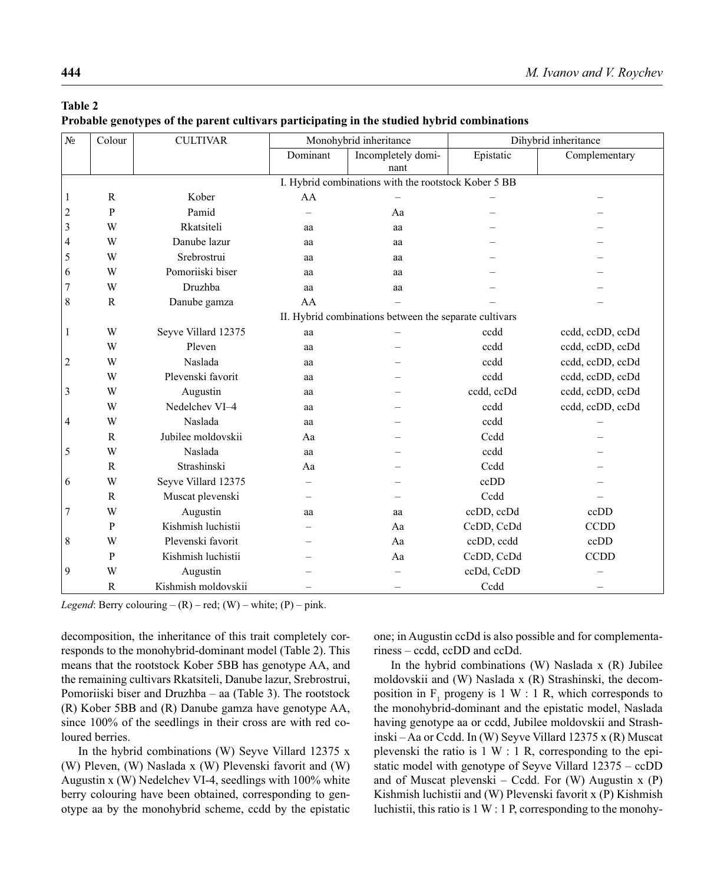**Table 2**
**Probable genotypes of the parent cultivars participating in the studied hybrid combinations**

| № | Colour | CULTIVAR | Monohybrid inheritance | | Dihybrid inheritance | |
|---|---|---|---|---|---|---|
| | | | Dominant | Incompletely dominant | Epistatic | Complementary |
| I. Hybrid combinations with the rootstock Kober 5 BB | | | | | | |
| 1 | R | Kober | AA | – | – | – |
| 2 | P | Pamid | – | Aa | – | – |
| 3 | W | Rkatsiteli | aa | aa | – | – |
| 4 | W | Danube lazur | aa | aa | – | – |
| 5 | W | Srebrostrui | aa | aa | – | – |
| 6 | W | Pomoriiski biser | aa | aa | – | – |
| 7 | W | Druzhba | aa | aa | – | – |
| 8 | R | Danube gamza | AA | – | – | – |
| II. Hybrid combinations between the separate cultivars | | | | | | |
| 1 | W | Seyve Villard 12375 | aa | – | ccdd | ccdd, ccDD, ccDd |
| | W | Pleven | aa | – | ccdd | ccdd, ccDD, ccDd |
| 2 | W | Naslada | aa | – | ccdd | ccdd, ccDD, ccDd |
| | W | Plevenski favorit | aa | – | ccdd | ccdd, ccDD, ccDd |
| 3 | W | Augustin | aa | – | ccdd, ccDd | ccdd, ccDD, ccDd |
| | W | Nedelchev VI–4 | aa | – | ccdd | ccdd, ccDD, ccDd |
| 4 | W | Naslada | aa | – | ccdd | – |
| | R | Jubilee moldovskii | Aa | – | Ccdd | – |
| 5 | W | Naslada | aa | – | ccdd | – |
| | R | Strashinski | Aa | – | Ccdd | – |
| 6 | W | Seyve Villard 12375 | – | – | ccDD | – |
| | R | Muscat plevenski | – | – | Ccdd | – |
| 7 | W | Augustin | aa | aa | ccDD, ccDd | ccDD |
| | P | Kishmish luchistii | – | Aa | CcDD, CcDd | CCDD |
| 8 | W | Plevenski favorit | – | Aa | ccDD, ccdd | ccDD |
| | P | Kishmish luchistii | – | Aa | CcDD, CcDd | CCDD |
| 9 | W | Augustin | – | – | ccDd, CcDD | – |
| | R | Kishmish moldovskii | – | – | Ccdd | – |

*Legend*: Berry colouring – (R) – red; (W) – white; (P) – pink.

decomposition, the inheritance of this trait completely corresponds to the monohybrid-dominant model (Table 2). This means that the rootstock Kober 5BB has genotype AA, and the remaining cultivars Rkatsiteli, Danube lazur, Srebrostrui, Pomoriiski biser and Druzhba – aa (Table 3). The rootstock (R) Kober 5BB and (R) Danube gamza have genotype AA, since 100% of the seedlings in their cross are with red coloured berries.

In the hybrid combinations (W) Seyve Villard 12375 x (W) Pleven, (W) Naslada x (W) Plevenski favorit and (W) Augustin x (W) Nedelchev VI-4, seedlings with 100% white berry colouring have been obtained, corresponding to genotype aa by the monohybrid scheme, ccdd by the epistatic one; in Augustin ccDd is also possible and for complementariness – ccdd, ccDD and ccDd.

In the hybrid combinations (W) Naslada x (R) Jubilee moldovskii and (W) Naslada x (R) Strashinski, the decomposition in $F_1$ progeny is 1 W : 1 R, which corresponds to the monohybrid-dominant and the epistatic model, Naslada having genotype aa or ccdd, Jubilee moldovskii and Strashinski – Aa or Ccdd. In (W) Seyve Villard 12375 x (R) Muscat plevenski the ratio is 1 W : 1 R, corresponding to the epistatic model with genotype of Seyve Villard 12375 – ccDD and of Muscat plevenski – Ccdd. For (W) Augustin x (P) Kishmish luchistii and (W) Plevenski favorit x (P) Kishmish luchistii, this ratio is 1 W : 1 P, corresponding to the monohy-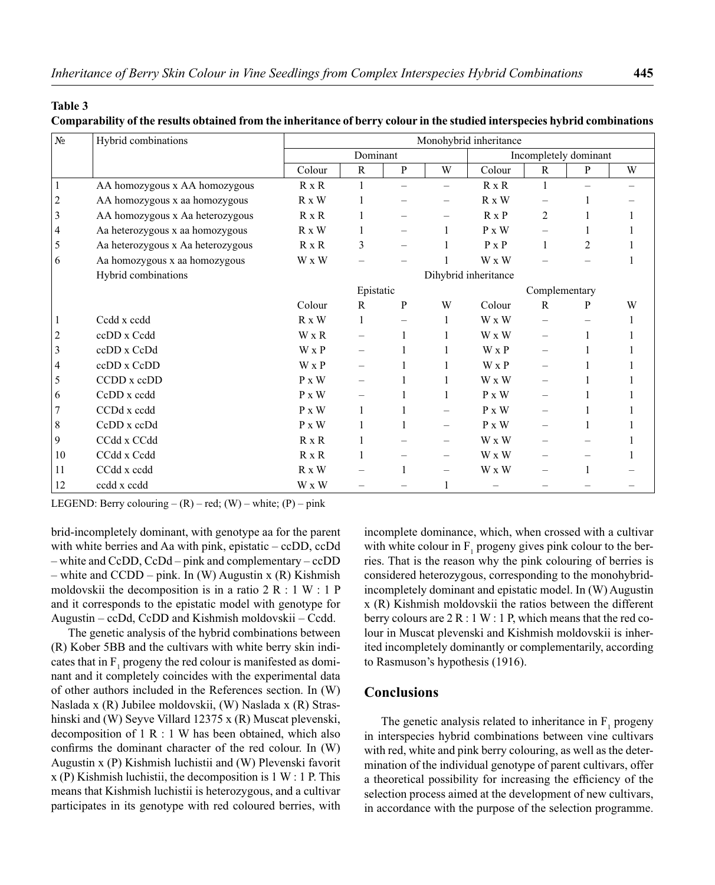**Table 3**

**Comparability of the results obtained from the inheritance of berry colour in the studied interspecies hybrid combinations**

| № | Hybrid combinations | Monohybrid inheritance | | | | | | | |
|---|---|---|---|---|---|---|---|---|---|
| | | Dominant | | | | Incompletely dominant | | | |
| | | Colour | R | P | W | Colour | R | P | W |
| 1 | AA homozygous x AA homozygous | R x R | 1 | – | – | R x R | 1 | – | – |
| 2 | AA homozygous x aa homozygous | R x W | 1 | – | – | R x W | – | 1 | – |
| 3 | AA homozygous x Aa heterozygous | R x R | 1 | – | – | R x P | 2 | 1 | 1 |
| 4 | Aa heterozygous x aa homozygous | R x W | 1 | – | 1 | P x W | – | 1 | 1 |
| 5 | Aa heterozygous x Aa heterozygous | R x R | 3 | – | 1 | P x P | 1 | 2 | 1 |
| 6 | Aa homozygous x aa homozygous | W x W | – | – | 1 | W x W | – | – | 1 |
| | Hybrid combinations | Dihybrid inheritance | | | | | | | |
| | | Epistatic | | | | Complementary | | | |
| | | Colour | R | P | W | Colour | R | P | W |
| 1 | Ccdd x ccdd | R x W | 1 | – | 1 | W x W | – | – | 1 |
| 2 | ccDD x Ccdd | W x R | – | 1 | 1 | W x W | – | 1 | 1 |
| 3 | ccDD x CcDd | W x P | – | 1 | 1 | W x P | – | 1 | 1 |
| 4 | ccDD x CcDD | W x P | – | 1 | 1 | W x P | – | 1 | 1 |
| 5 | CCDD x ccDD | P x W | – | 1 | 1 | W x W | – | 1 | 1 |
| 6 | CcDD x ccdd | P x W | – | 1 | 1 | P x W | – | 1 | 1 |
| 7 | CCDd x ccdd | P x W | 1 | 1 | – | P x W | – | 1 | 1 |
| 8 | CcDD x ccDd | P x W | 1 | 1 | – | P x W | – | 1 | 1 |
| 9 | CCdd x CCdd | R x R | 1 | – | – | W x W | – | – | 1 |
| 10 | CCdd x Ccdd | R x R | 1 | – | – | W x W | – | – | 1 |
| 11 | CCdd x ccdd | R x W | – | 1 | – | W x W | – | 1 | – |
| 12 | ccdd x ccdd | W x W | – | – | 1 | – | – | – | – |

LEGEND: Berry colouring – (R) – red; (W) – white; (P) – pink

brid-incompletely dominant, with genotype aa for the parent with white berries and Aa with pink, epistatic – ccDD, ccDd – white and CcDD, CcDd – pink and complementary – ccDD – white and CCDD – pink. In (W) Augustin x (R) Kishmish moldovskii the decomposition is in a ratio 2 R : 1 W : 1 P and it corresponds to the epistatic model with genotype for Augustin – ccDd, CcDD and Kishmish moldovskii – Ccdd.

The genetic analysis of the hybrid combinations between (R) Kober 5BB and the cultivars with white berry skin indicates that in $F_1$ progeny the red colour is manifested as dominant and it completely coincides with the experimental data of other authors included in the References section. In (W) Naslada x (R) Jubilee moldovskii, (W) Naslada x (R) Strashinski and (W) Seyve Villard 12375 x (R) Muscat plevenski, decomposition of 1 R : 1 W has been obtained, which also confirms the dominant character of the red colour. In (W) Augustin x (P) Kishmish luchistii and (W) Plevenski favorit x (P) Kishmish luchistii, the decomposition is 1 W : 1 P. This means that Kishmish luchistii is heterozygous, and a cultivar participates in its genotype with red coloured berries, with incomplete dominance, which, when crossed with a cultivar with white colour in $F_1$ progeny gives pink colour to the berries. That is the reason why the pink colouring of berries is considered heterozygous, corresponding to the monohybrid-incompletely dominant and epistatic model. In (W) Augustin x (R) Kishmish moldovskii the ratios between the different berry colours are 2 R : 1 W : 1 P, which means that the red colour in Muscat plevenski and Kishmish moldovskii is inherited incompletely dominantly or complementarily, according to Rasmuson's hypothesis (1916).

## Conclusions

The genetic analysis related to inheritance in $F_1$ progeny in interspecies hybrid combinations between vine cultivars with red, white and pink berry colouring, as well as the determination of the individual genotype of parent cultivars, offer a theoretical possibility for increasing the efficiency of the selection process aimed at the development of new cultivars, in accordance with the purpose of the selection programme.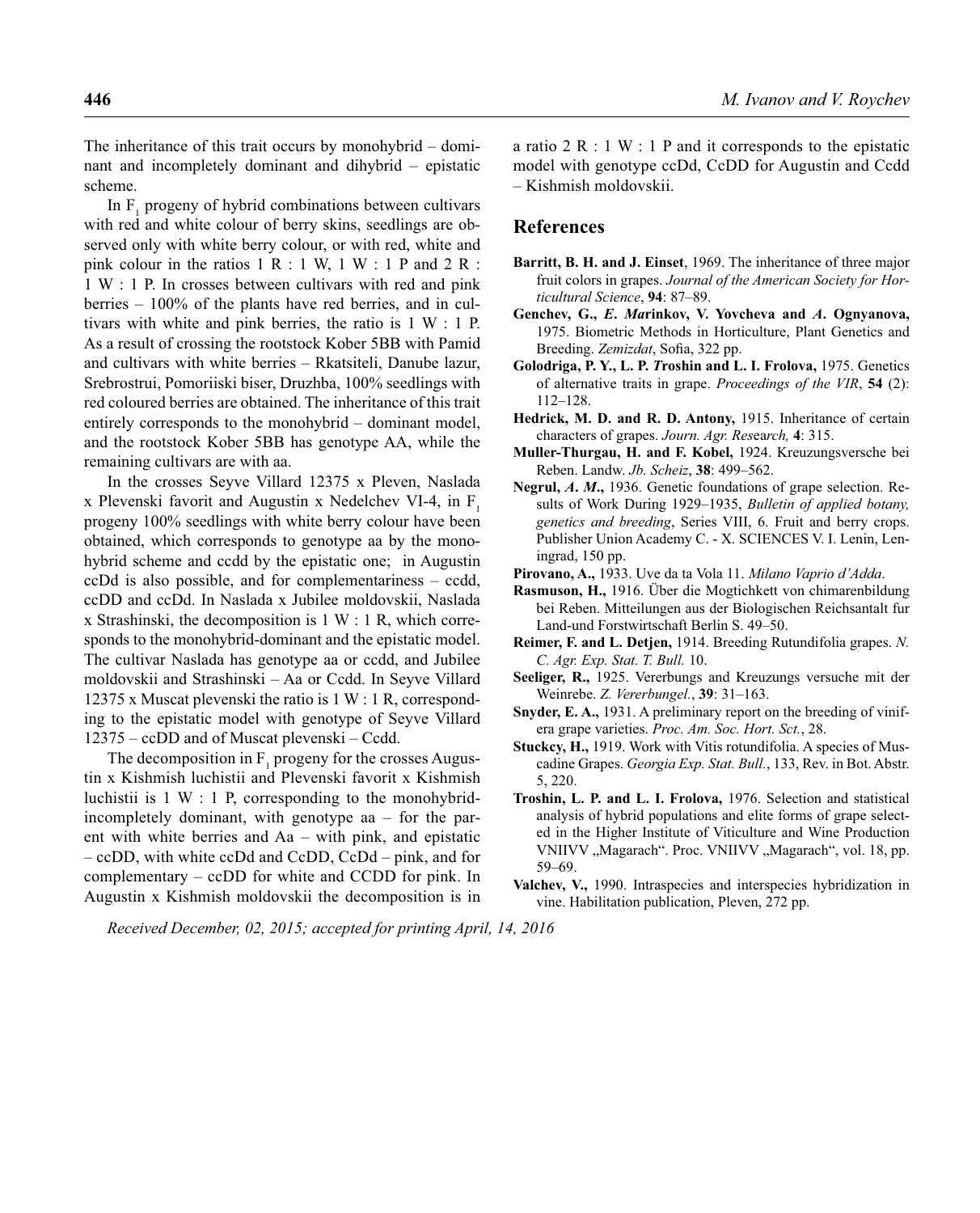The inheritance of this trait occurs by monohybrid – dominant and incompletely dominant and dihybrid – epistatic scheme.

In $F_1$ progeny of hybrid combinations between cultivars with red and white colour of berry skins, seedlings are observed only with white berry colour, or with red, white and pink colour in the ratios 1 R : 1 W, 1 W : 1 P and 2 R : 1 W : 1 P. In crosses between cultivars with red and pink berries – 100% of the plants have red berries, and in cultivars with white and pink berries, the ratio is 1 W : 1 P. As a result of crossing the rootstock Kober 5BB with Pamid and cultivars with white berries – Rkatsiteli, Danube lazur, Srebrostrui, Pomoriiski biser, Druzhba, 100% seedlings with red coloured berries are obtained. The inheritance of this trait entirely corresponds to the monohybrid – dominant model, and the rootstock Kober 5BB has genotype AA, while the remaining cultivars are with aa.

In the crosses Seyve Villard 12375 x Pleven, Naslada x Plevenski favorit and Augustin x Nedelchev VI-4, in $F_1$ progeny 100% seedlings with white berry colour have been obtained, which corresponds to genotype aa by the monohybrid scheme and ccdd by the epistatic one; in Augustin ccDd is also possible, and for complementariness – ccdd, ccDD and ccDd. In Naslada x Jubilee moldovskii, Naslada x Strashinski, the decomposition is 1 W : 1 R, which corresponds to the monohybrid-dominant and the epistatic model. The cultivar Naslada has genotype aa or ccdd, and Jubilee moldovskii and Strashinski – Aa or Ccdd. In Seyve Villard 12375 x Muscat plevenski the ratio is 1 W : 1 R, corresponding to the epistatic model with genotype of Seyve Villard 12375 – ccDD and of Muscat plevenski – Ccdd.

The decomposition in $F_1$ progeny for the crosses Augustin x Kishmish luchistii and Plevenski favorit x Kishmish luchistii is 1 W : 1 P, corresponding to the monohybrid-incompletely dominant, with genotype aa – for the parent with white berries and Aa – with pink, and epistatic – ccDD, with white ccDd and CcDD, CcDd – pink, and for complementary – ccDD for white and CCDD for pink. In Augustin x Kishmish moldovskii the decomposition is in a ratio 2 R : 1 W : 1 P and it corresponds to the epistatic model with genotype ccDd, CcDD for Augustin and Ccdd – Kishmish moldovskii.

## References

**Barritt, B. H. and J. Einset**, 1969. The inheritance of three major fruit colors in grapes. *Journal of the American Society for Horticultural Science*, **94**: 87–89.

**Genchev, G., *E. Ma*rinkov, V. Yovcheva and *A*. Ognyanova,** 1975. Biometric Methods in Horticulture, Plant Genetics and Breeding. *Zemizdat*, Sofia, 322 pp.

**Golodriga, P. Y., L. P. *T*roshin and L. I. Frolova,** 1975. Genetics of alternative traits in grape. *Proceedings of the VIR*, **54** (2): 112–128.

**Hedrick, M. D. and R. D. Antony,** 1915. Inheritance of certain characters of grapes. *Journ. Agr. Res*ea*rch,* **4**: 315.

**Muller-Thurgau, H. and F. Kobel,** 1924. Kreuzungsversche bei Reben. Landw. *Jb. Scheiz*, **38**: 499–562.

**Negrul, *A*. *M*.,** 1936. Genetic foundations of grape selection. Results of Work During 1929–1935, *Bulletin of applied botany, genetics and breeding*, Series VIII, 6. Fruit and berry crops. Publisher Union Academy C. - X. SCIENCES V. I. Lenin, Leningrad, 150 pp.

**Pirovano, A.,** 1933. Uve da ta Vola 11. *Milano Vaprio d'Adda*.

**Rasmuson, H.,** 1916. Über die Mogtichkett von chimarenbildung bei Reben. Mitteilungen aus der Biologischen Reichsantalt fur Land-und Forstwirtschaft Berlin S. 49–50.

**Reimer, F. and L. Detjen,** 1914. Breeding Rutundifolia grapes. *N. C. Agr. Exp. Stat. T. Bull.* 10.

**Seeliger, R.,** 1925. Vererbungs and Kreuzungs versuche mit der Weinrebe. *Z. Vererbungel.*, **39**: 31–163.

**Snyder, E. A.,** 1931. A preliminary report on the breeding of vinifera grape varieties. *Proc. Am. Soc. Hort. Sct.*, 28.

**Stuckcy, H.,** 1919. Work with Vitis rotundifolia. A species of Muscadine Grapes. *Georgia Exp. Stat. Bull.*, 133, Rev. in Bot. Abstr. 5, 220.

**Troshin, L. P. and L. I. Frolova,** 1976. Selection and statistical analysis of hybrid populations and elite forms of grape selected in the Higher Institute of Viticulture and Wine Production VNIIVV „Magarach". Proc. VNIIVV „Magarach", vol. 18, pp. 59–69.

**Valchev, V.,** 1990. Intraspecies and interspecies hybridization in vine. Habilitation publication, Pleven, 272 pp.

*Received December, 02, 2015; accepted for printing April, 14, 2016*